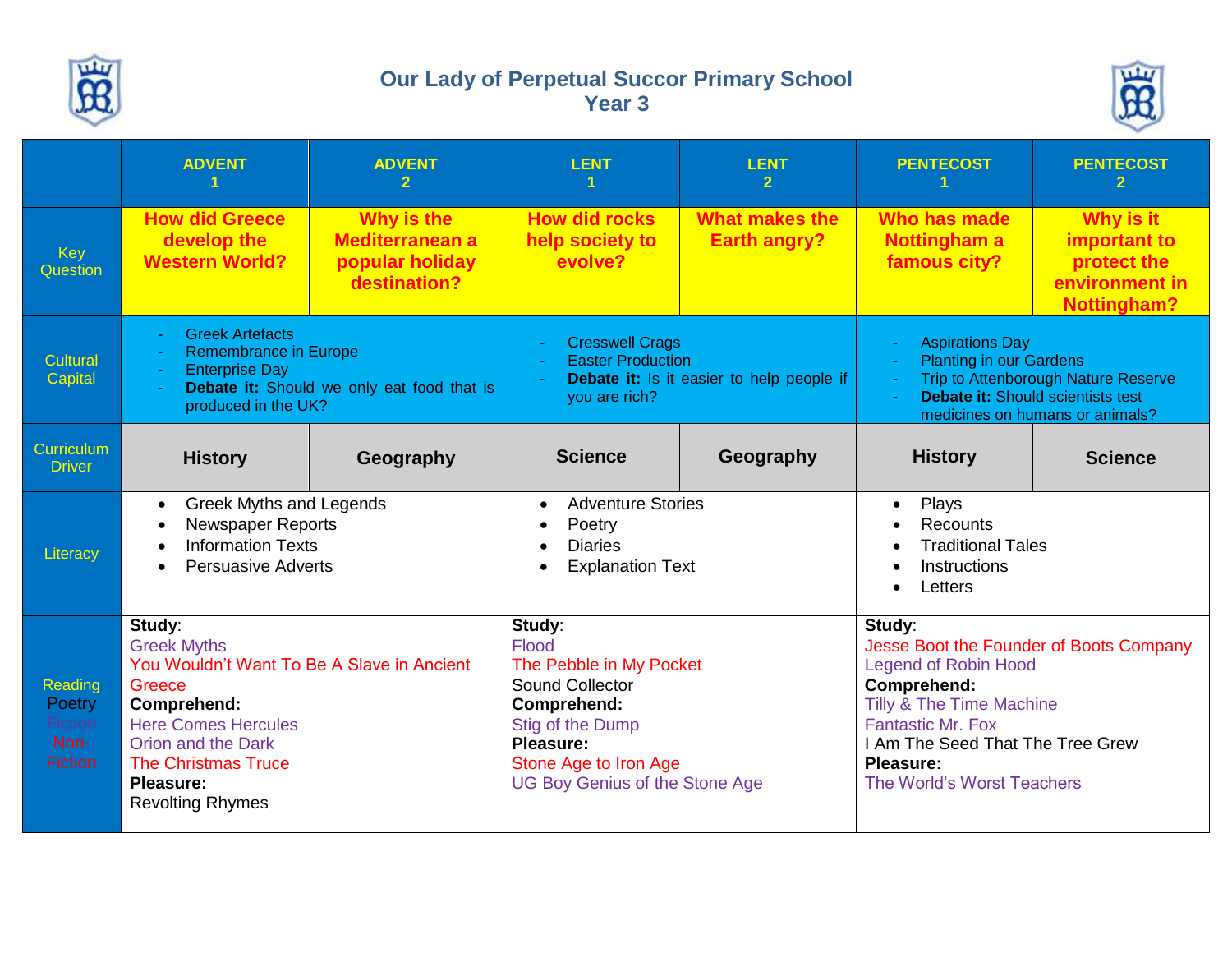# Our Lady of Perpetual Succor Primary School

## Year 3

| | ADVENT 1 | ADVENT 2 | LENT 1 | LENT 2 | PENTECOST 1 | PENTECOST 2 |
|---|---|---|---|---|---|---|
| Key Question | **How did Greece develop the Western World?** | **Why is the Mediterranean a popular holiday destination?** | **How did rocks help society to evolve?** | **What makes the Earth angry?** | **Who has made Nottingham a famous city?** | **Why is it important to protect the environment in Nottingham?** |
| Cultural Capital | - Greek Artefacts<br>- Remembrance in Europe<br>- Enterprise Day<br>- **Debate it:** Should we only eat food that is produced in the UK? | | - Cresswell Crags<br>- Easter Production<br>- **Debate it:** Is it easier to help people if you are rich? | | - Aspirations Day<br>- Planting in our Gardens<br>- Trip to Attenborough Nature Reserve<br>- **Debate it:** Should scientists test medicines on humans or animals? | |
| Curriculum Driver | **History** | **Geography** | **Science** | **Geography** | **History** | **Science** |
| Literacy | • Greek Myths and Legends<br>• Newspaper Reports<br>• Information Texts<br>• Persuasive Adverts | | • Adventure Stories<br>• Poetry<br>• Diaries<br>• Explanation Text | | • Plays<br>• Recounts<br>• Traditional Tales<br>• Instructions<br>• Letters | |
| Reading<br>Poetry<br>Fiction<br>Non-Fiction | **Study**:<br>Greek Myths<br>You Wouldn't Want To Be A Slave in Ancient Greece<br>**Comprehend:**<br>Here Comes Hercules<br>Orion and the Dark<br>The Christmas Truce<br>**Pleasure:**<br>Revolting Rhymes | | **Study**:<br>Flood<br>The Pebble in My Pocket<br>Sound Collector<br>**Comprehend:**<br>Stig of the Dump<br>**Pleasure:**<br>Stone Age to Iron Age<br>UG Boy Genius of the Stone Age | | **Study**:<br>Jesse Boot the Founder of Boots Company<br>Legend of Robin Hood<br>**Comprehend:**<br>Tilly & The Time Machine<br>Fantastic Mr. Fox<br>I Am The Seed That The Tree Grew<br>**Pleasure:**<br>The World's Worst Teachers | |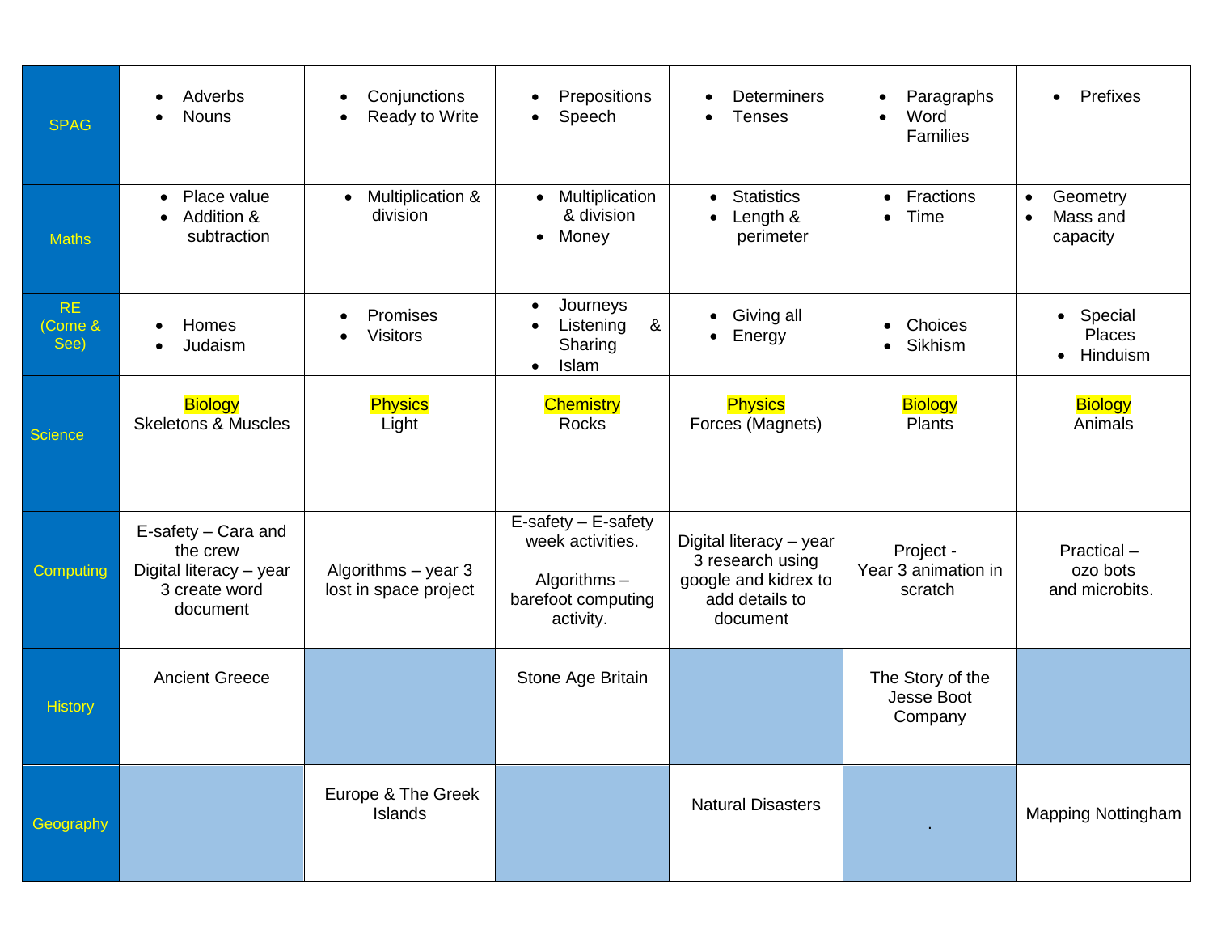| | | | | | | |
|---|---|---|---|---|---|---|
| SPAG | • Adverbs<br>• Nouns | • Conjunctions<br>• Ready to Write | • Prepositions<br>• Speech | • Determiners<br>• Tenses | • Paragraphs<br>• Word Families | • Prefixes |
| Maths | • Place value<br>• Addition & subtraction | • Multiplication & division | • Multiplication & division<br>• Money | • Statistics<br>• Length & perimeter | • Fractions<br>• Time | • Geometry<br>• Mass and capacity |
| RE (Come & See) | • Homes<br>• Judaism | • Promises<br>• Visitors | • Journeys<br>• Listening & Sharing<br>• Islam | • Giving all<br>• Energy | • Choices<br>• Sikhism | • Special Places<br>• Hinduism |
| Science | Biology<br>Skeletons & Muscles | Physics<br>Light | Chemistry<br>Rocks | Physics<br>Forces (Magnets) | Biology<br>Plants | Biology<br>Animals |
| Computing | E-safety – Cara and the crew<br>Digital literacy – year 3 create word document | Algorithms – year 3 lost in space project | E-safety – E-safety week activities.<br><br>Algorithms – barefoot computing activity. | Digital literacy – year 3 research using google and kidrex to add details to document | Project - Year 3 animation in scratch | Practical – ozo bots and microbits. |
| History | Ancient Greece | | Stone Age Britain | | The Story of the Jesse Boot Company | |
| Geography | | Europe & The Greek Islands | | Natural Disasters | . | Mapping Nottingham |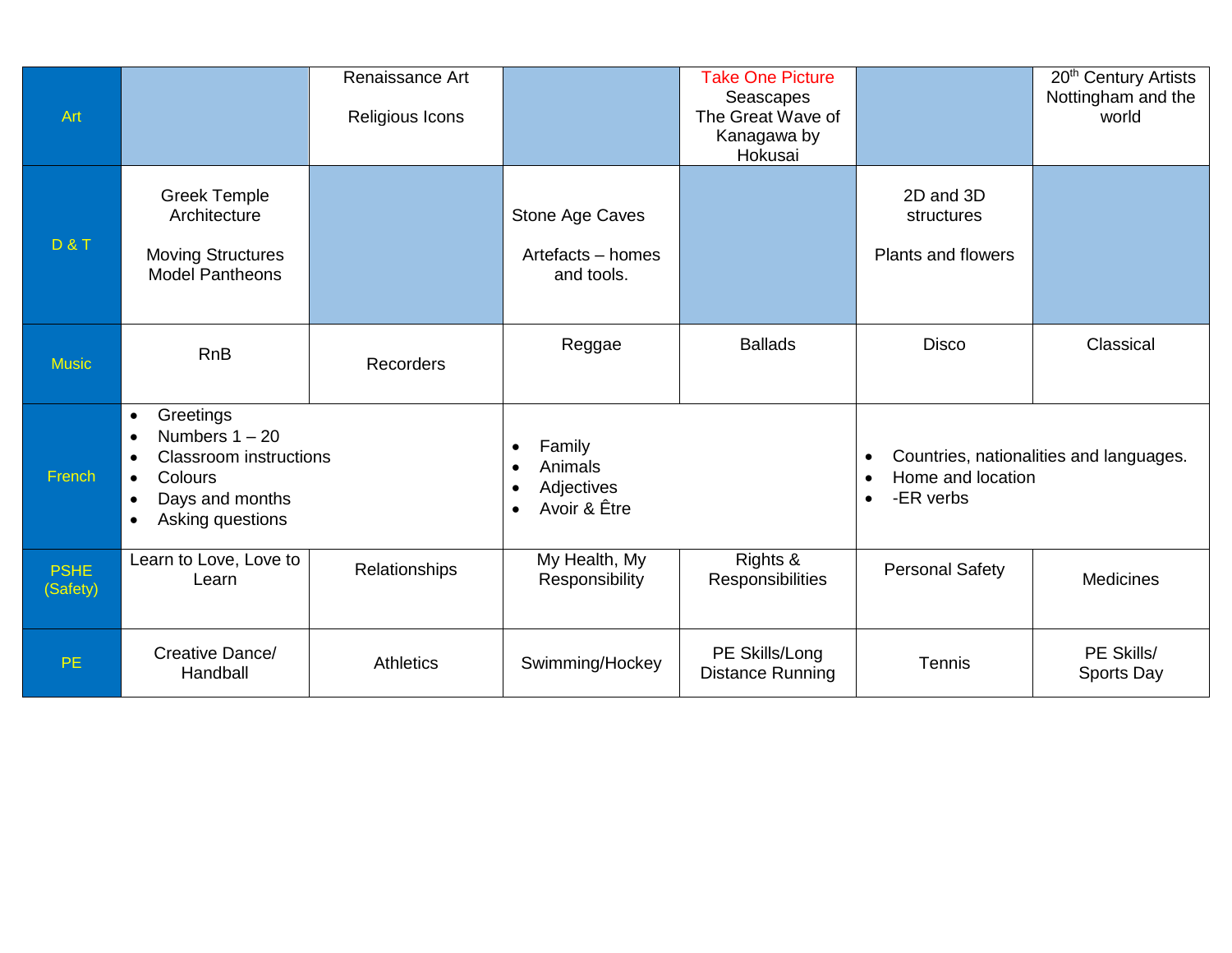| | | | | | | |
|---|---|---|---|---|---|---|
| Art | | Renaissance Art<br><br>Religious Icons | | Take One Picture<br>Seascapes<br>The Great Wave of Kanagawa by Hokusai | | 20th Century Artists Nottingham and the world |
| D & T | Greek Temple Architecture<br><br>Moving Structures Model Pantheons | | Stone Age Caves<br><br>Artefacts – homes and tools. | | 2D and 3D structures<br><br>Plants and flowers | |
| Music | RnB | Recorders | Reggae | Ballads | Disco | Classical |
| French | • Greetings<br>• Numbers 1 – 20<br>• Classroom instructions<br>• Colours<br>• Days and months<br>• Asking questions | | • Family<br>• Animals<br>• Adjectives<br>• Avoir & Être | | • Countries, nationalities and languages.<br>• Home and location<br>• -ER verbs | |
| PSHE (Safety) | Learn to Love, Love to Learn | Relationships | My Health, My Responsibility | Rights & Responsibilities | Personal Safety | Medicines |
| PE | Creative Dance/ Handball | Athletics | Swimming/Hockey | PE Skills/Long Distance Running | Tennis | PE Skills/ Sports Day |